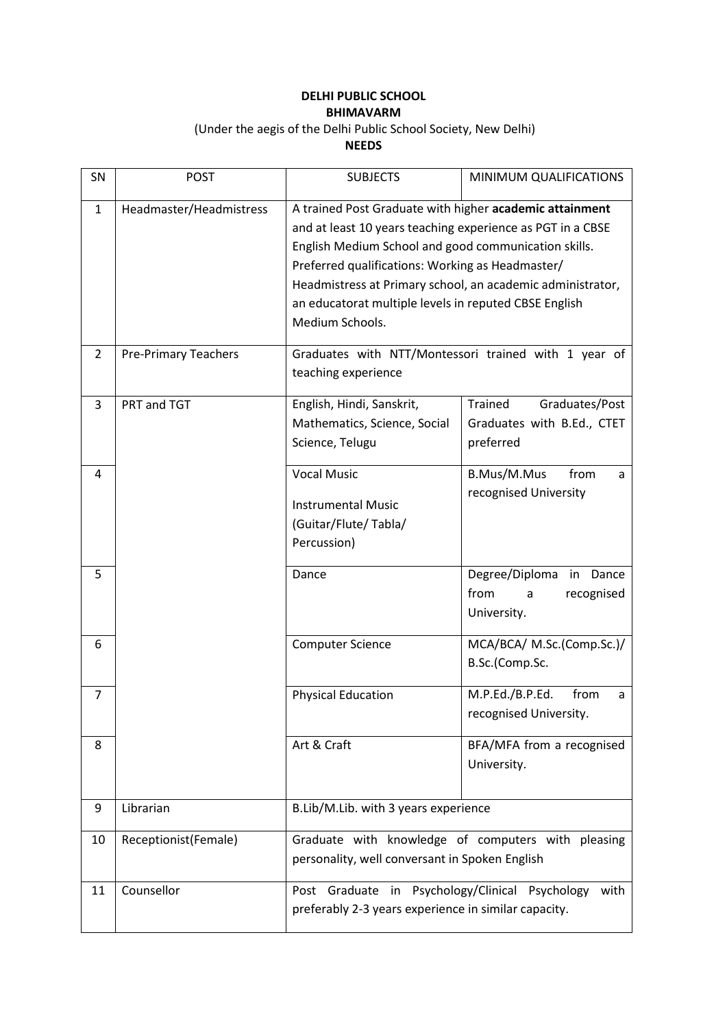**DELHI PUBLIC SCHOOL**

**BHIMAVARM**

(Under the aegis of the Delhi Public School Society, New Delhi)

**NEEDS**

| SN | POST | SUBJECTS | MINIMUM QUALIFICATIONS |
|---|---|---|---|
| 1 | Headmaster/Headmistress | A trained Post Graduate with higher **academic attainment** and at least 10 years teaching experience as PGT in a CBSE English Medium School and good communication skills. Preferred qualifications: Working as Headmaster/ Headmistress at Primary school, an academic administrator, an educatorat multiple levels in reputed CBSE English Medium Schools. | |
| 2 | Pre-Primary Teachers | Graduates with NTT/Montessori trained with 1 year of teaching experience | |
| 3 | PRT and TGT | English, Hindi, Sanskrit, Mathematics, Science, Social Science, Telugu | Trained Graduates/Post Graduates with B.Ed., CTET preferred |
| 4 | | Vocal Music<br>Instrumental Music (Guitar/Flute/ Tabla/ Percussion) | B.Mus/M.Mus from a recognised University |
| 5 | | Dance | Degree/Diploma in Dance from a recognised University. |
| 6 | | Computer Science | MCA/BCA/ M.Sc.(Comp.Sc.)/ B.Sc.(Comp.Sc. |
| 7 | | Physical Education | M.P.Ed./B.P.Ed. from a recognised University. |
| 8 | | Art & Craft | BFA/MFA from a recognised University. |
| 9 | Librarian | B.Lib/M.Lib. with 3 years experience | |
| 10 | Receptionist(Female) | Graduate with knowledge of computers with pleasing personality, well conversant in Spoken English | |
| 11 | Counsellor | Post Graduate in Psychology/Clinical Psychology with preferably 2-3 years experience in similar capacity. | |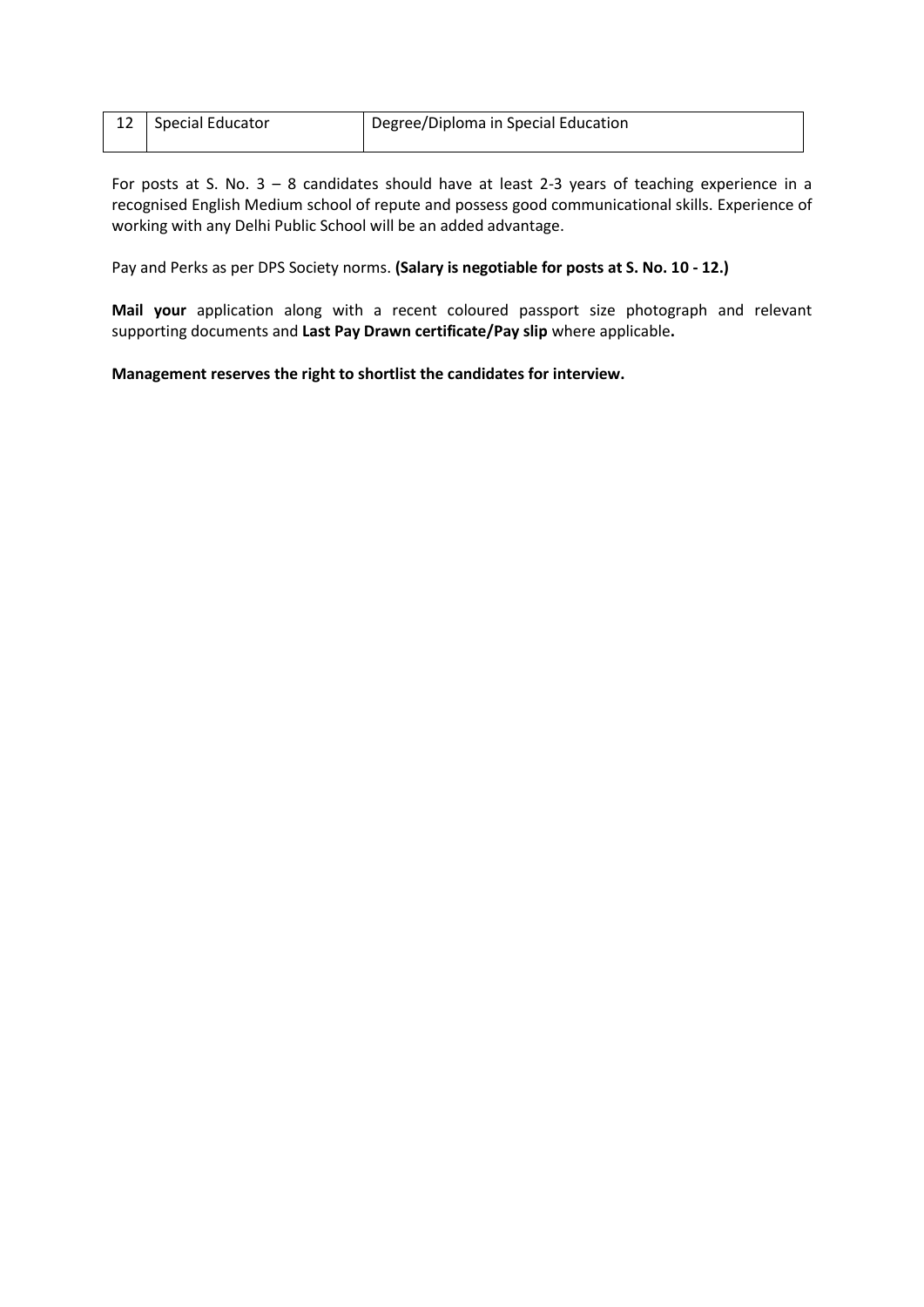| | | |
|---|---|---|
| 12 | Special Educator | Degree/Diploma in Special Education |

For posts at S. No. 3 – 8 candidates should have at least 2-3 years of teaching experience in a recognised English Medium school of repute and possess good communicational skills. Experience of working with any Delhi Public School will be an added advantage.

Pay and Perks as per DPS Society norms. **(Salary is negotiable for posts at S. No. 10 - 12.)**

**Mail your** application along with a recent coloured passport size photograph and relevant supporting documents and **Last Pay Drawn certificate/Pay slip** where applicable**.**

**Management reserves the right to shortlist the candidates for interview.**